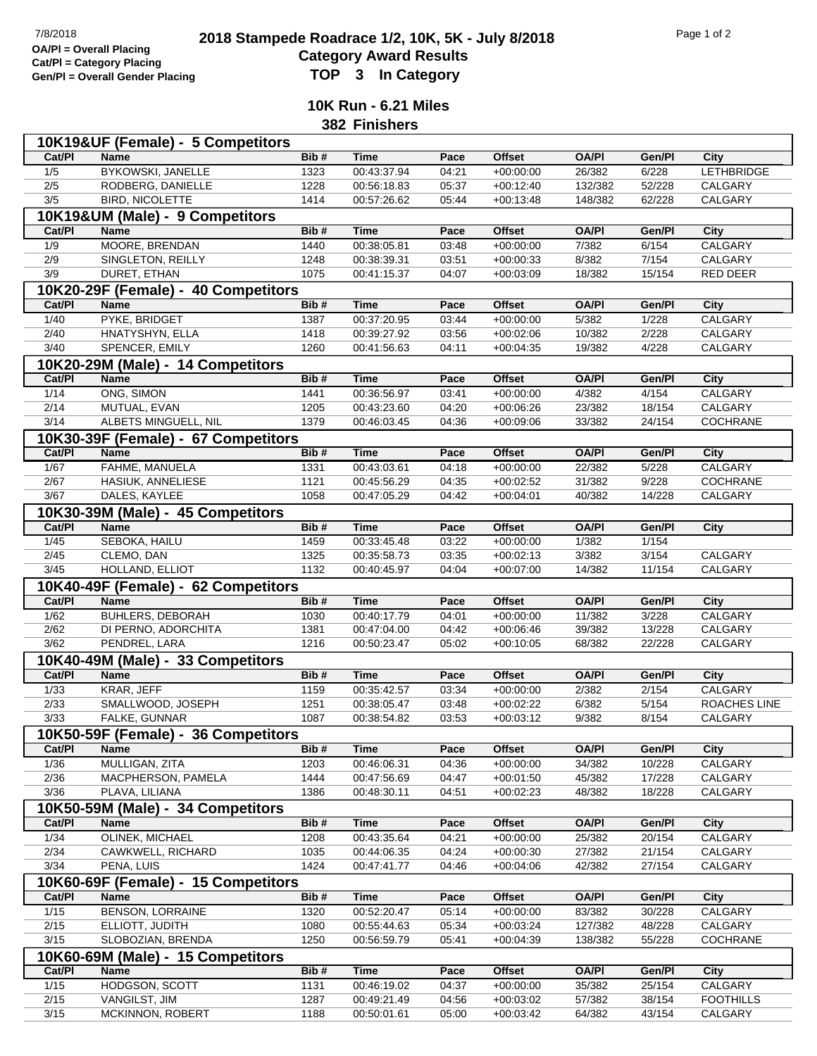7/8/2018

OA/Pl = Overall Placing
Cat/Pl = Category Placing
Gen/Pl = Overall Gender Placing

# 2018 Stampede Roadrace 1/2, 10K, 5K - July 8/2018
## Category Award Results
## TOP 3 In Category

## 10K Run - 6.21 Miles
## 382 Finishers

### 10K19&UF (Female) - 5 Competitors

| Cat/Pl | Name | Bib # | Time | Pace | Offset | OA/Pl | Gen/Pl | City |
|---|---|---|---|---|---|---|---|---|
| 1/5 | BYKOWSKI, JANELLE | 1323 | 00:43:37.94 | 04:21 | +00:00:00 | 26/382 | 6/228 | LETHBRIDGE |
| 2/5 | RODBERG, DANIELLE | 1228 | 00:56:18.83 | 05:37 | +00:12:40 | 132/382 | 52/228 | CALGARY |
| 3/5 | BIRD, NICOLETTE | 1414 | 00:57:26.62 | 05:44 | +00:13:48 | 148/382 | 62/228 | CALGARY |

### 10K19&UM (Male) - 9 Competitors

| Cat/Pl | Name | Bib # | Time | Pace | Offset | OA/Pl | Gen/Pl | City |
|---|---|---|---|---|---|---|---|---|
| 1/9 | MOORE, BRENDAN | 1440 | 00:38:05.81 | 03:48 | +00:00:00 | 7/382 | 6/154 | CALGARY |
| 2/9 | SINGLETON, REILLY | 1248 | 00:38:39.31 | 03:51 | +00:00:33 | 8/382 | 7/154 | CALGARY |
| 3/9 | DURET, ETHAN | 1075 | 00:41:15.37 | 04:07 | +00:03:09 | 18/382 | 15/154 | RED DEER |

### 10K20-29F (Female) - 40 Competitors

| Cat/Pl | Name | Bib # | Time | Pace | Offset | OA/Pl | Gen/Pl | City |
|---|---|---|---|---|---|---|---|---|
| 1/40 | PYKE, BRIDGET | 1387 | 00:37:20.95 | 03:44 | +00:00:00 | 5/382 | 1/228 | CALGARY |
| 2/40 | HNATYSHYN, ELLA | 1418 | 00:39:27.92 | 03:56 | +00:02:06 | 10/382 | 2/228 | CALGARY |
| 3/40 | SPENCER, EMILY | 1260 | 00:41:56.63 | 04:11 | +00:04:35 | 19/382 | 4/228 | CALGARY |

### 10K20-29M (Male) - 14 Competitors

| Cat/Pl | Name | Bib # | Time | Pace | Offset | OA/Pl | Gen/Pl | City |
|---|---|---|---|---|---|---|---|---|
| 1/14 | ONG, SIMON | 1441 | 00:36:56.97 | 03:41 | +00:00:00 | 4/382 | 4/154 | CALGARY |
| 2/14 | MUTUAL, EVAN | 1205 | 00:43:23.60 | 04:20 | +00:06:26 | 23/382 | 18/154 | CALGARY |
| 3/14 | ALBETS MINGUELL, NIL | 1379 | 00:46:03.45 | 04:36 | +00:09:06 | 33/382 | 24/154 | COCHRANE |

### 10K30-39F (Female) - 67 Competitors

| Cat/Pl | Name | Bib # | Time | Pace | Offset | OA/Pl | Gen/Pl | City |
|---|---|---|---|---|---|---|---|---|
| 1/67 | FAHME, MANUELA | 1331 | 00:43:03.61 | 04:18 | +00:00:00 | 22/382 | 5/228 | CALGARY |
| 2/67 | HASIUK, ANNELIESE | 1121 | 00:45:56.29 | 04:35 | +00:02:52 | 31/382 | 9/228 | COCHRANE |
| 3/67 | DALES, KAYLEE | 1058 | 00:47:05.29 | 04:42 | +00:04:01 | 40/382 | 14/228 | CALGARY |

### 10K30-39M (Male) - 45 Competitors

| Cat/Pl | Name | Bib # | Time | Pace | Offset | OA/Pl | Gen/Pl | City |
|---|---|---|---|---|---|---|---|---|
| 1/45 | SEBOKA, HAILU | 1459 | 00:33:45.48 | 03:22 | +00:00:00 | 1/382 | 1/154 | |
| 2/45 | CLEMO, DAN | 1325 | 00:35:58.73 | 03:35 | +00:02:13 | 3/382 | 3/154 | CALGARY |
| 3/45 | HOLLAND, ELLIOT | 1132 | 00:40:45.97 | 04:04 | +00:07:00 | 14/382 | 11/154 | CALGARY |

### 10K40-49F (Female) - 62 Competitors

| Cat/Pl | Name | Bib # | Time | Pace | Offset | OA/Pl | Gen/Pl | City |
|---|---|---|---|---|---|---|---|---|
| 1/62 | BUHLERS, DEBORAH | 1030 | 00:40:17.79 | 04:01 | +00:00:00 | 11/382 | 3/228 | CALGARY |
| 2/62 | DI PERNO, ADORCHITA | 1381 | 00:47:04.00 | 04:42 | +00:06:46 | 39/382 | 13/228 | CALGARY |
| 3/62 | PENDREL, LARA | 1216 | 00:50:23.47 | 05:02 | +00:10:05 | 68/382 | 22/228 | CALGARY |

### 10K40-49M (Male) - 33 Competitors

| Cat/Pl | Name | Bib # | Time | Pace | Offset | OA/Pl | Gen/Pl | City |
|---|---|---|---|---|---|---|---|---|
| 1/33 | KRAR, JEFF | 1159 | 00:35:42.57 | 03:34 | +00:00:00 | 2/382 | 2/154 | CALGARY |
| 2/33 | SMALLWOOD, JOSEPH | 1251 | 00:38:05.47 | 03:48 | +00:02:22 | 6/382 | 5/154 | ROACHES LINE |
| 3/33 | FALKE, GUNNAR | 1087 | 00:38:54.82 | 03:53 | +00:03:12 | 9/382 | 8/154 | CALGARY |

### 10K50-59F (Female) - 36 Competitors

| Cat/Pl | Name | Bib # | Time | Pace | Offset | OA/Pl | Gen/Pl | City |
|---|---|---|---|---|---|---|---|---|
| 1/36 | MULLIGAN, ZITA | 1203 | 00:46:06.31 | 04:36 | +00:00:00 | 34/382 | 10/228 | CALGARY |
| 2/36 | MACPHERSON, PAMELA | 1444 | 00:47:56.69 | 04:47 | +00:01:50 | 45/382 | 17/228 | CALGARY |
| 3/36 | PLAVA, LILIANA | 1386 | 00:48:30.11 | 04:51 | +00:02:23 | 48/382 | 18/228 | CALGARY |

### 10K50-59M (Male) - 34 Competitors

| Cat/Pl | Name | Bib # | Time | Pace | Offset | OA/Pl | Gen/Pl | City |
|---|---|---|---|---|---|---|---|---|
| 1/34 | OLINEK, MICHAEL | 1208 | 00:43:35.64 | 04:21 | +00:00:00 | 25/382 | 20/154 | CALGARY |
| 2/34 | CAWKWELL, RICHARD | 1035 | 00:44:06.35 | 04:24 | +00:00:30 | 27/382 | 21/154 | CALGARY |
| 3/34 | PENA, LUIS | 1424 | 00:47:41.77 | 04:46 | +00:04:06 | 42/382 | 27/154 | CALGARY |

### 10K60-69F (Female) - 15 Competitors

| Cat/Pl | Name | Bib # | Time | Pace | Offset | OA/Pl | Gen/Pl | City |
|---|---|---|---|---|---|---|---|---|
| 1/15 | BENSON, LORRAINE | 1320 | 00:52:20.47 | 05:14 | +00:00:00 | 83/382 | 30/228 | CALGARY |
| 2/15 | ELLIOTT, JUDITH | 1080 | 00:55:44.63 | 05:34 | +00:03:24 | 127/382 | 48/228 | CALGARY |
| 3/15 | SLOBOZIAN, BRENDA | 1250 | 00:56:59.79 | 05:41 | +00:04:39 | 138/382 | 55/228 | COCHRANE |

### 10K60-69M (Male) - 15 Competitors

| Cat/Pl | Name | Bib # | Time | Pace | Offset | OA/Pl | Gen/Pl | City |
|---|---|---|---|---|---|---|---|---|
| 1/15 | HODGSON, SCOTT | 1131 | 00:46:19.02 | 04:37 | +00:00:00 | 35/382 | 25/154 | CALGARY |
| 2/15 | VANGILST, JIM | 1287 | 00:49:21.49 | 04:56 | +00:03:02 | 57/382 | 38/154 | FOOTHILLS |
| 3/15 | MCKINNON, ROBERT | 1188 | 00:50:01.61 | 05:00 | +00:03:42 | 64/382 | 43/154 | CALGARY |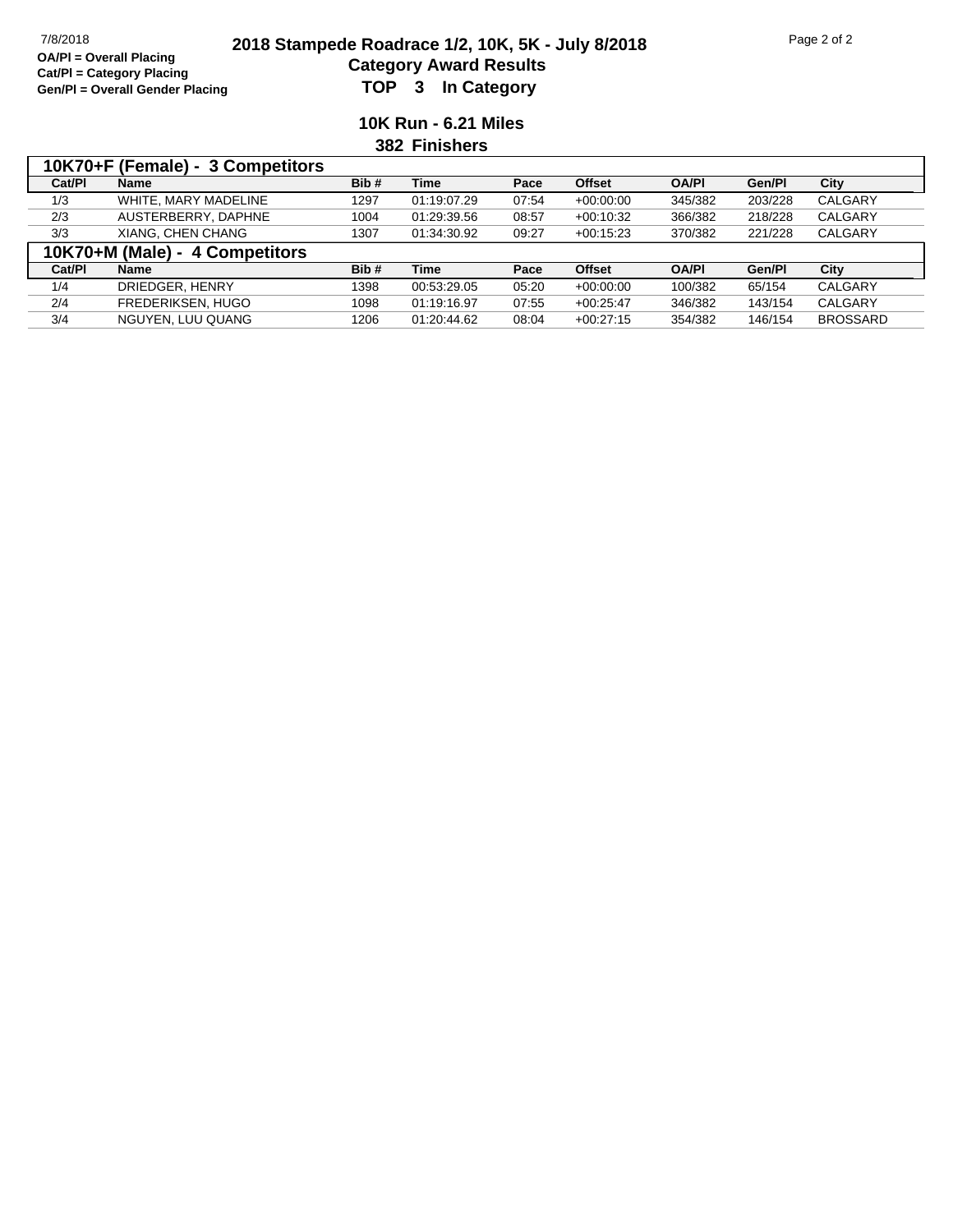7/8/2018

**OA/Pl = Overall Placing**
**Cat/Pl = Category Placing**
**Gen/Pl = Overall Gender Placing**

# 2018 Stampede Roadrace 1/2, 10K, 5K - July 8/2018

## Category Award Results

## TOP 3 In Category

### 10K Run - 6.21 Miles

### 382 Finishers

**10K70+F (Female) - 3 Competitors**

| Cat/Pl | Name | Bib # | Time | Pace | Offset | OA/Pl | Gen/Pl | City |
|---|---|---|---|---|---|---|---|---|
| 1/3 | WHITE, MARY MADELINE | 1297 | 01:19:07.29 | 07:54 | +00:00:00 | 345/382 | 203/228 | CALGARY |
| 2/3 | AUSTERBERRY, DAPHNE | 1004 | 01:29:39.56 | 08:57 | +00:10:32 | 366/382 | 218/228 | CALGARY |
| 3/3 | XIANG, CHEN CHANG | 1307 | 01:34:30.92 | 09:27 | +00:15:23 | 370/382 | 221/228 | CALGARY |

**10K70+M (Male) - 4 Competitors**

| Cat/Pl | Name | Bib # | Time | Pace | Offset | OA/Pl | Gen/Pl | City |
|---|---|---|---|---|---|---|---|---|
| 1/4 | DRIEDGER, HENRY | 1398 | 00:53:29.05 | 05:20 | +00:00:00 | 100/382 | 65/154 | CALGARY |
| 2/4 | FREDERIKSEN, HUGO | 1098 | 01:19:16.97 | 07:55 | +00:25:47 | 346/382 | 143/154 | CALGARY |
| 3/4 | NGUYEN, LUU QUANG | 1206 | 01:20:44.62 | 08:04 | +00:27:15 | 354/382 | 146/154 | BROSSARD |